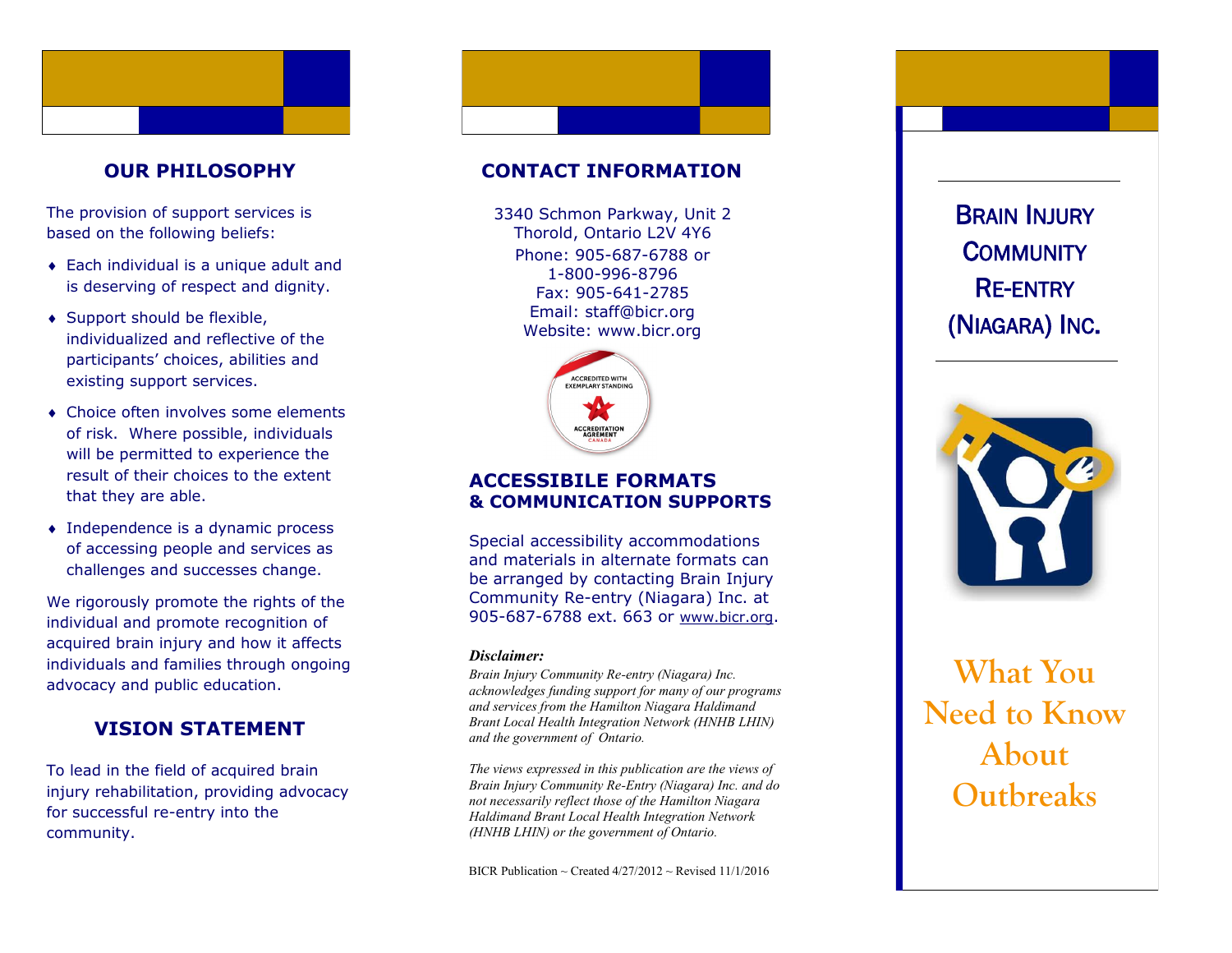## OUR PHILOSOPHY

The provision of support services is based on the following beliefs:

- Each individual is a unique adult and is deserving of respect and dignity.
- Support should be flexible, individualized and reflective of the participants' choices, abilities and existing support services.
- Choice often involves some elements of risk. Where possible, individuals will be permitted to experience the result of their choices to the extent that they are able.
- Independence is a dynamic process of accessing people and services as challenges and successes change.

We rigorously promote the rights of the individual and promote recognition of acquired brain injury and how it affects individuals and families through ongoing advocacy and public education.

## VISION STATEMENT

To lead in the field of acquired brain injury rehabilitation, providing advocacy for successful re-entry into the community.

## CONTACT INFORMATION

3340 Schmon Parkway, Unit 2
Thorold, Ontario L2V 4Y6
Phone: 905-687-6788 or
1-800-996-8796
Fax: 905-641-2785
Email: staff@bicr.org
Website: www.bicr.org

ACCREDITED WITH EXEMPLARY STANDING
ACCREDITATION AGREMENT CANADA

## ACCESSIBILE FORMATS & COMMUNICATION SUPPORTS

Special accessibility accommodations and materials in alternate formats can be arranged by contacting Brain Injury Community Re-entry (Niagara) Inc. at 905-687-6788 ext. 663 or www.bicr.org.

***Disclaimer:***

*Brain Injury Community Re-entry (Niagara) Inc. acknowledges funding support for many of our programs and services from the Hamilton Niagara Haldimand Brant Local Health Integration Network (HNHB LHIN) and the government of Ontario.*

*The views expressed in this publication are the views of Brain Injury Community Re-Entry (Niagara) Inc. and do not necessarily reflect those of the Hamilton Niagara Haldimand Brant Local Health Integration Network (HNHB LHIN) or the government of Ontario.*

BICR Publication ~ Created 4/27/2012 ~ Revised 11/1/2016

# BRAIN INJURY COMMUNITY RE-ENTRY (NIAGARA) INC.

# What You Need to Know About Outbreaks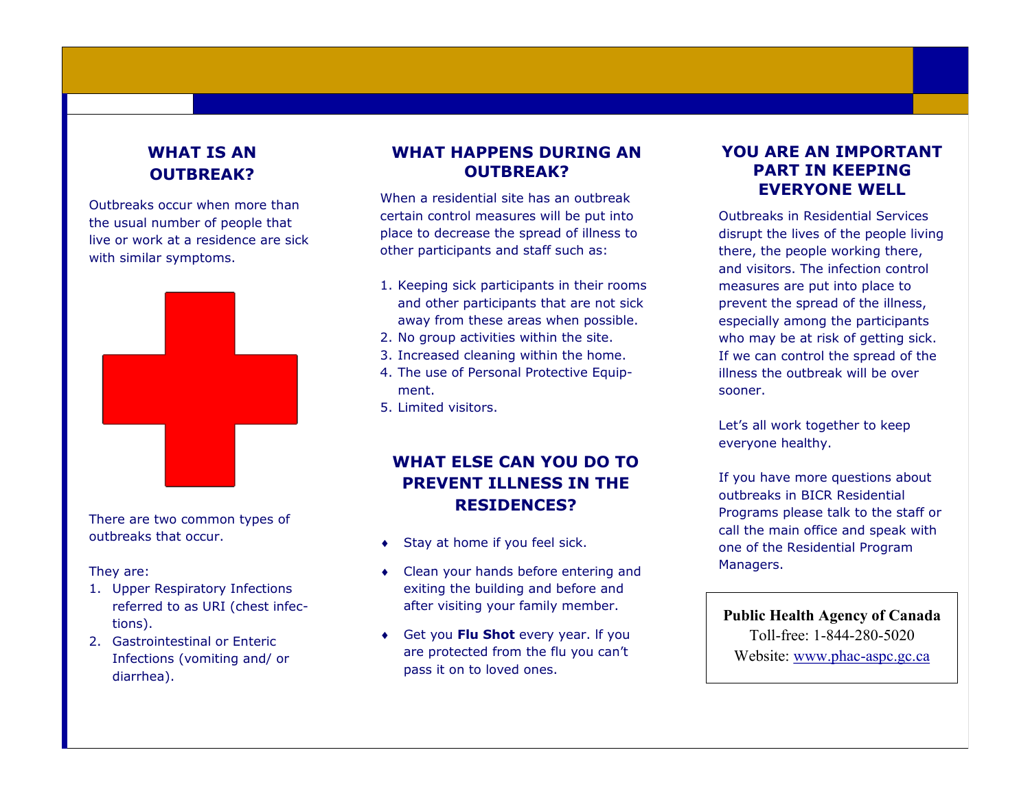## WHAT IS AN OUTBREAK?

Outbreaks occur when more than the usual number of people that live or work at a residence are sick with similar symptoms.

There are two common types of outbreaks that occur.

They are:

1. Upper Respiratory Infections referred to as URI (chest infections).
2. Gastrointestinal or Enteric Infections (vomiting and/ or diarrhea).

## WHAT HAPPENS DURING AN OUTBREAK?

When a residential site has an outbreak certain control measures will be put into place to decrease the spread of illness to other participants and staff such as:

1. Keeping sick participants in their rooms and other participants that are not sick away from these areas when possible.
2. No group activities within the site.
3. Increased cleaning within the home.
4. The use of Personal Protective Equipment.
5. Limited visitors.

## WHAT ELSE CAN YOU DO TO PREVENT ILLNESS IN THE RESIDENCES?

- Stay at home if you feel sick.
- Clean your hands before entering and exiting the building and before and after visiting your family member.
- Get you **Flu Shot** every year. If you are protected from the flu you can't pass it on to loved ones.

## YOU ARE AN IMPORTANT PART IN KEEPING EVERYONE WELL

Outbreaks in Residential Services disrupt the lives of the people living there, the people working there, and visitors. The infection control measures are put into place to prevent the spread of the illness, especially among the participants who may be at risk of getting sick. If we can control the spread of the illness the outbreak will be over sooner.

Let's all work together to keep everyone healthy.

If you have more questions about outbreaks in BICR Residential Programs please talk to the staff or call the main office and speak with one of the Residential Program Managers.

**Public Health Agency of Canada**
Toll-free: 1-844-280-5020
Website: www.phac-aspc.gc.ca